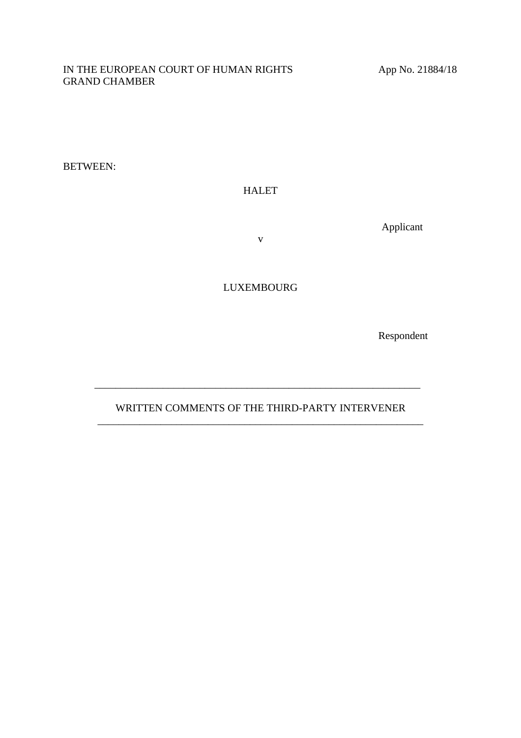IN THE EUROPEAN COURT OF HUMAN RIGHTS
GRAND CHAMBER

App No. 21884/18

BETWEEN:

HALET

Applicant

v

LUXEMBOURG

Respondent

---

WRITTEN COMMENTS OF THE THIRD-PARTY INTERVENER

---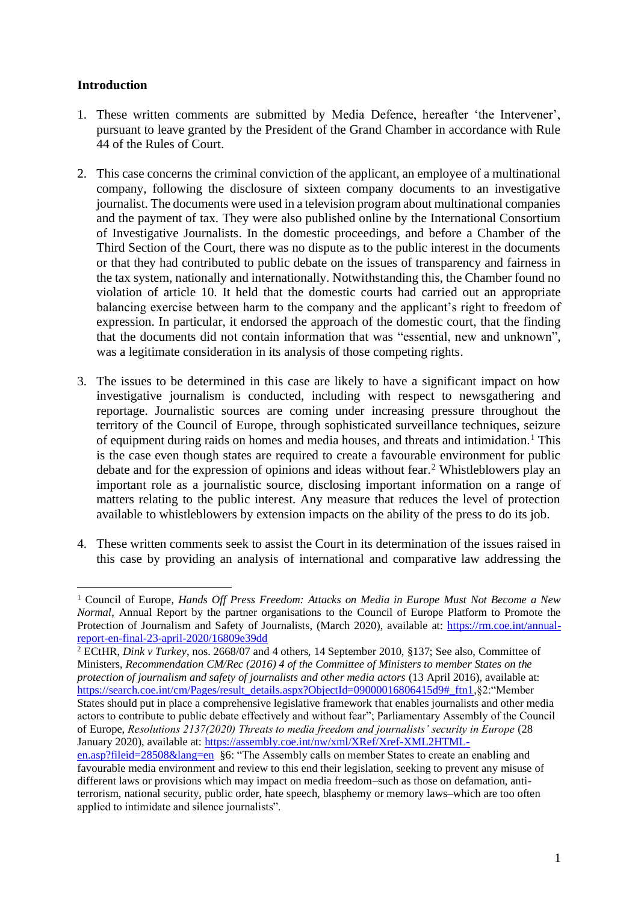## Introduction

1. These written comments are submitted by Media Defence, hereafter 'the Intervener', pursuant to leave granted by the President of the Grand Chamber in accordance with Rule 44 of the Rules of Court.

2. This case concerns the criminal conviction of the applicant, an employee of a multinational company, following the disclosure of sixteen company documents to an investigative journalist. The documents were used in a television program about multinational companies and the payment of tax. They were also published online by the International Consortium of Investigative Journalists. In the domestic proceedings, and before a Chamber of the Third Section of the Court, there was no dispute as to the public interest in the documents or that they had contributed to public debate on the issues of transparency and fairness in the tax system, nationally and internationally. Notwithstanding this, the Chamber found no violation of article 10. It held that the domestic courts had carried out an appropriate balancing exercise between harm to the company and the applicant's right to freedom of expression. In particular, it endorsed the approach of the domestic court, that the finding that the documents did not contain information that was "essential, new and unknown", was a legitimate consideration in its analysis of those competing rights.

3. The issues to be determined in this case are likely to have a significant impact on how investigative journalism is conducted, including with respect to newsgathering and reportage. Journalistic sources are coming under increasing pressure throughout the territory of the Council of Europe, through sophisticated surveillance techniques, seizure of equipment during raids on homes and media houses, and threats and intimidation.[1] This is the case even though states are required to create a favourable environment for public debate and for the expression of opinions and ideas without fear.[2] Whistleblowers play an important role as a journalistic source, disclosing important information on a range of matters relating to the public interest. Any measure that reduces the level of protection available to whistleblowers by extension impacts on the ability of the press to do its job.

4. These written comments seek to assist the Court in its determination of the issues raised in this case by providing an analysis of international and comparative law addressing the

---

[1] Council of Europe, *Hands Off Press Freedom: Attacks on Media in Europe Must Not Become a New Normal*, Annual Report by the partner organisations to the Council of Europe Platform to Promote the Protection of Journalism and Safety of Journalists, (March 2020), available at: https://rm.coe.int/annual-report-en-final-23-april-2020/16809e39dd

[2] ECtHR, *Dink v Turkey*, nos. 2668/07 and 4 others, 14 September 2010, §137; See also, Committee of Ministers, *Recommendation CM/Rec (2016) 4 of the Committee of Ministers to member States on the protection of journalism and safety of journalists and other media actors* (13 April 2016), available at: https://search.coe.int/cm/Pages/result_details.aspx?ObjectId=09000016806415d9#_ftn1,§2:"Member States should put in place a comprehensive legislative framework that enables journalists and other media actors to contribute to public debate effectively and without fear"; Parliamentary Assembly of the Council of Europe, *Resolutions 2137(2020) Threats to media freedom and journalists' security in Europe* (28 January 2020), available at: https://assembly.coe.int/nw/xml/XRef/Xref-XML2HTML-en.asp?fileid=28508&lang=en §6: "The Assembly calls on member States to create an enabling and favourable media environment and review to this end their legislation, seeking to prevent any misuse of different laws or provisions which may impact on media freedom–such as those on defamation, anti-terrorism, national security, public order, hate speech, blasphemy or memory laws–which are too often applied to intimidate and silence journalists".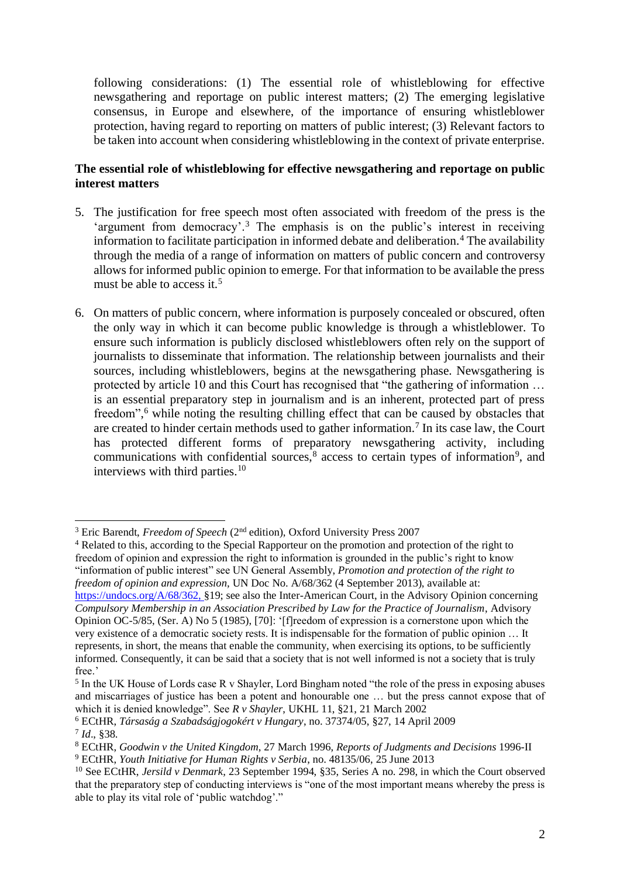following considerations: (1) The essential role of whistleblowing for effective newsgathering and reportage on public interest matters; (2) The emerging legislative consensus, in Europe and elsewhere, of the importance of ensuring whistleblower protection, having regard to reporting on matters of public interest; (3) Relevant factors to be taken into account when considering whistleblowing in the context of private enterprise.

**The essential role of whistleblowing for effective newsgathering and reportage on public interest matters**

5. The justification for free speech most often associated with freedom of the press is the 'argument from democracy'.[3] The emphasis is on the public's interest in receiving information to facilitate participation in informed debate and deliberation.[4] The availability through the media of a range of information on matters of public concern and controversy allows for informed public opinion to emerge. For that information to be available the press must be able to access it.[5]

6. On matters of public concern, where information is purposely concealed or obscured, often the only way in which it can become public knowledge is through a whistleblower. To ensure such information is publicly disclosed whistleblowers often rely on the support of journalists to disseminate that information. The relationship between journalists and their sources, including whistleblowers, begins at the newsgathering phase. Newsgathering is protected by article 10 and this Court has recognised that "the gathering of information … is an essential preparatory step in journalism and is an inherent, protected part of press freedom",[6] while noting the resulting chilling effect that can be caused by obstacles that are created to hinder certain methods used to gather information.[7] In its case law, the Court has protected different forms of preparatory newsgathering activity, including communications with confidential sources,[8] access to certain types of information[9], and interviews with third parties.[10]

---

[3] Eric Barendt, *Freedom of Speech* (2nd edition), Oxford University Press 2007

[4] Related to this, according to the Special Rapporteur on the promotion and protection of the right to freedom of opinion and expression the right to information is grounded in the public's right to know "information of public interest" see UN General Assembly, *Promotion and protection of the right to freedom of opinion and expression,* UN Doc No. A/68/362 (4 September 2013), available at: https://undocs.org/A/68/362, §19; see also the Inter-American Court, in the Advisory Opinion concerning *Compulsory Membership in an Association Prescribed by Law for the Practice of Journalism*, Advisory Opinion OC-5/85, (Ser. A) No 5 (1985), [70]: '[f]reedom of expression is a cornerstone upon which the very existence of a democratic society rests. It is indispensable for the formation of public opinion … It represents, in short, the means that enable the community, when exercising its options, to be sufficiently informed. Consequently, it can be said that a society that is not well informed is not a society that is truly free.'

[5] In the UK House of Lords case R v Shayler, Lord Bingham noted "the role of the press in exposing abuses and miscarriages of justice has been a potent and honourable one … but the press cannot expose that of which it is denied knowledge". See *R v Shayler*, UKHL 11, §21, 21 March 2002

[6] ECtHR, *Társaság a Szabadságjogokért v Hungary*, no. 37374/05, §27, 14 April 2009

[7] *Id*., §38.

[8] ECtHR, *Goodwin v the United Kingdom*, 27 March 1996, *Reports of Judgments and Decisions* 1996-II

[9] ECtHR, *Youth Initiative for Human Rights v Serbia*, no. 48135/06, 25 June 2013

[10] See ECtHR, *Jersild v Denmark*, 23 September 1994, §35, Series A no. 298, in which the Court observed that the preparatory step of conducting interviews is "one of the most important means whereby the press is able to play its vital role of 'public watchdog'."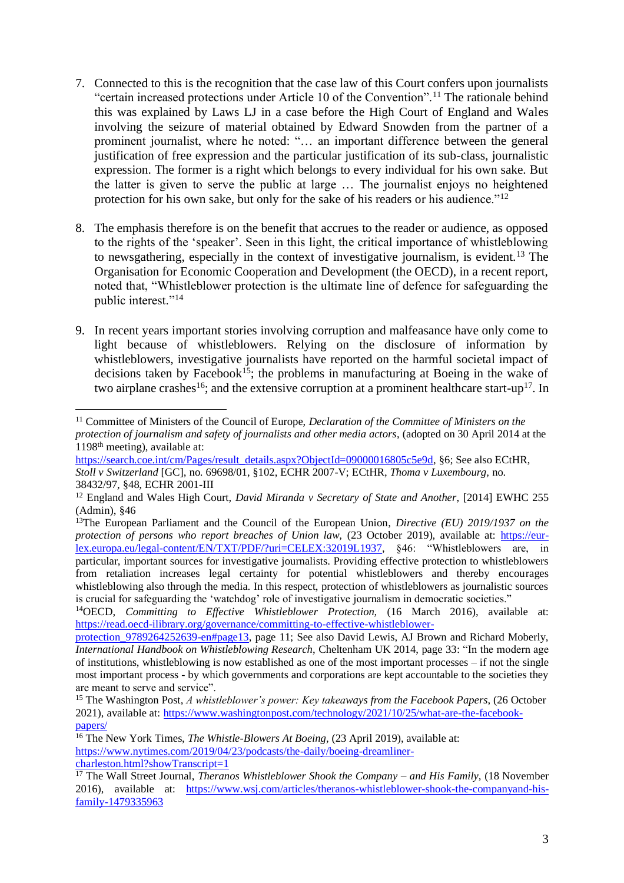7. Connected to this is the recognition that the case law of this Court confers upon journalists "certain increased protections under Article 10 of the Convention".[11] The rationale behind this was explained by Laws LJ in a case before the High Court of England and Wales involving the seizure of material obtained by Edward Snowden from the partner of a prominent journalist, where he noted: "… an important difference between the general justification of free expression and the particular justification of its sub-class, journalistic expression. The former is a right which belongs to every individual for his own sake. But the latter is given to serve the public at large … The journalist enjoys no heightened protection for his own sake, but only for the sake of his readers or his audience."[12]

8. The emphasis therefore is on the benefit that accrues to the reader or audience, as opposed to the rights of the 'speaker'. Seen in this light, the critical importance of whistleblowing to newsgathering, especially in the context of investigative journalism, is evident.[13] The Organisation for Economic Cooperation and Development (the OECD), in a recent report, noted that, "Whistleblower protection is the ultimate line of defence for safeguarding the public interest."[14]

9. In recent years important stories involving corruption and malfeasance have only come to light because of whistleblowers. Relying on the disclosure of information by whistleblowers, investigative journalists have reported on the harmful societal impact of decisions taken by Facebook[15]; the problems in manufacturing at Boeing in the wake of two airplane crashes[16]; and the extensive corruption at a prominent healthcare start-up[17]. In

---

[11] Committee of Ministers of the Council of Europe, *Declaration of the Committee of Ministers on the protection of journalism and safety of journalists and other media actors*, (adopted on 30 April 2014 at the 1198th meeting), available at: https://search.coe.int/cm/Pages/result_details.aspx?ObjectId=09000016805c5e9d, §6; See also ECtHR, *Stoll v Switzerland* [GC], no. 69698/01, §102, ECHR 2007-V; ECtHR, *Thoma v Luxembourg*, no. 38432/97, §48, ECHR 2001-III

[12] England and Wales High Court, *David Miranda v Secretary of State and Another*, [2014] EWHC 255 (Admin), §46

[13] The European Parliament and the Council of the European Union, *Directive (EU) 2019/1937 on the protection of persons who report breaches of Union law,* (23 October 2019), available at: https://eur-lex.europa.eu/legal-content/EN/TXT/PDF/?uri=CELEX:32019L1937, §46: "Whistleblowers are, in particular, important sources for investigative journalists. Providing effective protection to whistleblowers from retaliation increases legal certainty for potential whistleblowers and thereby encourages whistleblowing also through the media. In this respect, protection of whistleblowers as journalistic sources is crucial for safeguarding the 'watchdog' role of investigative journalism in democratic societies."

[14] OECD, *Committing to Effective Whistleblower Protection,* (16 March 2016), available at: https://read.oecd-ilibrary.org/governance/committing-to-effective-whistleblower-protection_9789264252639-en#page13, page 11; See also David Lewis, AJ Brown and Richard Moberly, *International Handbook on Whistleblowing Research*, Cheltenham UK 2014, page 33: "In the modern age of institutions, whistleblowing is now established as one of the most important processes – if not the single most important process - by which governments and corporations are kept accountable to the societies they are meant to serve and service".

[15] The Washington Post, *A whistleblower's power: Key takeaways from the Facebook Papers,* (26 October 2021), available at: https://www.washingtonpost.com/technology/2021/10/25/what-are-the-facebook-papers/

[16] The New York Times, *The Whistle-Blowers At Boeing*, (23 April 2019), available at: https://www.nytimes.com/2019/04/23/podcasts/the-daily/boeing-dreamliner-charleston.html?showTranscript=1

[17] The Wall Street Journal, *Theranos Whistleblower Shook the Company – and His Family,* (18 November 2016), available at: https://www.wsj.com/articles/theranos-whistleblower-shook-the-companyand-his-family-1479335963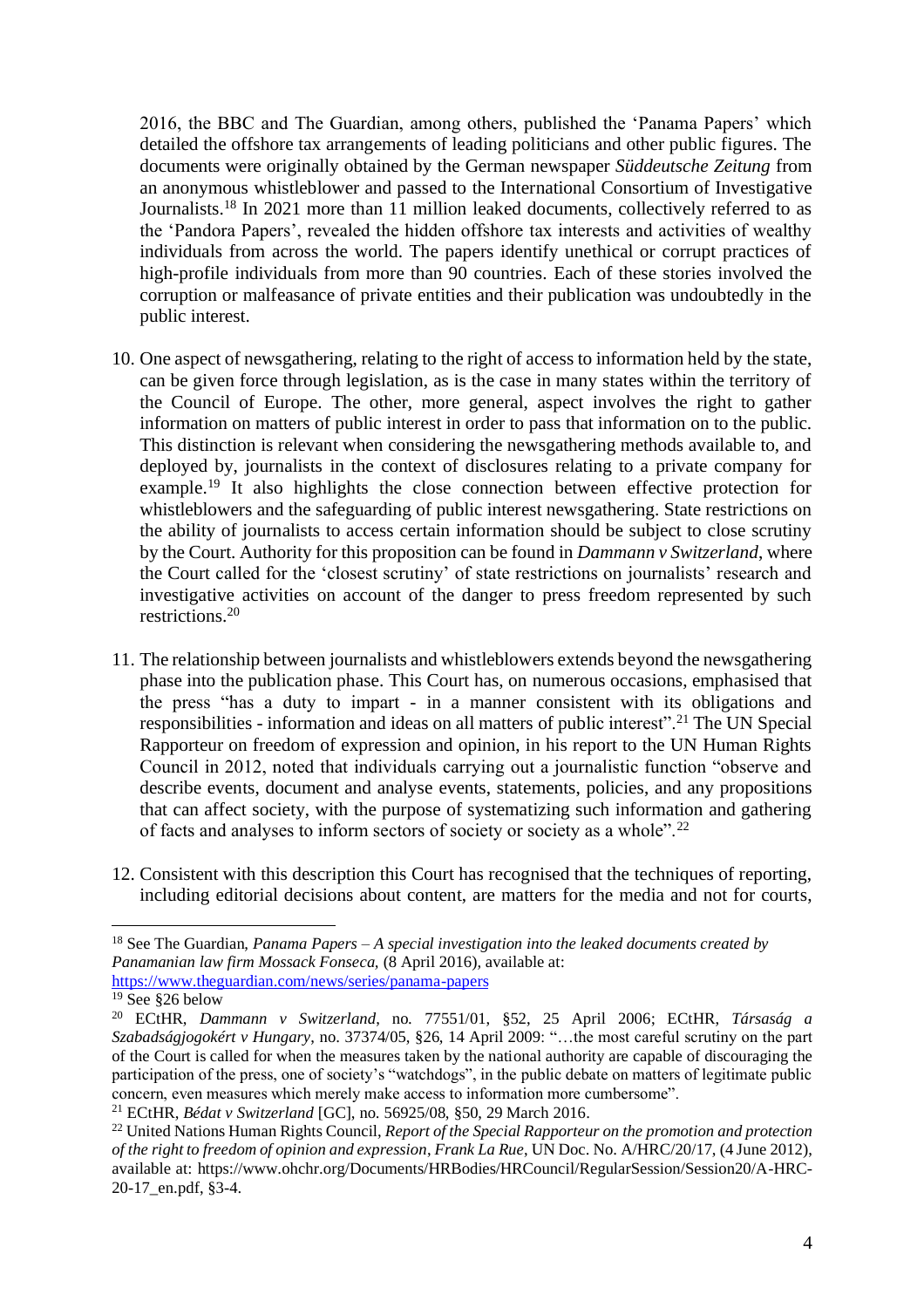2016, the BBC and The Guardian, among others, published the 'Panama Papers' which detailed the offshore tax arrangements of leading politicians and other public figures. The documents were originally obtained by the German newspaper *Süddeutsche Zeitung* from an anonymous whistleblower and passed to the International Consortium of Investigative Journalists.[18] In 2021 more than 11 million leaked documents, collectively referred to as the 'Pandora Papers', revealed the hidden offshore tax interests and activities of wealthy individuals from across the world. The papers identify unethical or corrupt practices of high-profile individuals from more than 90 countries. Each of these stories involved the corruption or malfeasance of private entities and their publication was undoubtedly in the public interest.

10. One aspect of newsgathering, relating to the right of access to information held by the state, can be given force through legislation, as is the case in many states within the territory of the Council of Europe. The other, more general, aspect involves the right to gather information on matters of public interest in order to pass that information on to the public. This distinction is relevant when considering the newsgathering methods available to, and deployed by, journalists in the context of disclosures relating to a private company for example.[19] It also highlights the close connection between effective protection for whistleblowers and the safeguarding of public interest newsgathering. State restrictions on the ability of journalists to access certain information should be subject to close scrutiny by the Court. Authority for this proposition can be found in *Dammann v Switzerland*, where the Court called for the 'closest scrutiny' of state restrictions on journalists' research and investigative activities on account of the danger to press freedom represented by such restrictions.[20]

11. The relationship between journalists and whistleblowers extends beyond the newsgathering phase into the publication phase. This Court has, on numerous occasions, emphasised that the press "has a duty to impart - in a manner consistent with its obligations and responsibilities - information and ideas on all matters of public interest".[21] The UN Special Rapporteur on freedom of expression and opinion, in his report to the UN Human Rights Council in 2012, noted that individuals carrying out a journalistic function "observe and describe events, document and analyse events, statements, policies, and any propositions that can affect society, with the purpose of systematizing such information and gathering of facts and analyses to inform sectors of society or society as a whole".[22]

12. Consistent with this description this Court has recognised that the techniques of reporting, including editorial decisions about content, are matters for the media and not for courts,

---

[18] See The Guardian, *Panama Papers – A special investigation into the leaked documents created by Panamanian law firm Mossack Fonseca*, (8 April 2016), available at: https://www.theguardian.com/news/series/panama-papers

[19] See §26 below

[20] ECtHR, *Dammann v Switzerland*, no. 77551/01, §52, 25 April 2006; ECtHR, *Társaság a Szabadságjogokért v Hungary*, no. 37374/05, §26, 14 April 2009: "…the most careful scrutiny on the part of the Court is called for when the measures taken by the national authority are capable of discouraging the participation of the press, one of society's "watchdogs", in the public debate on matters of legitimate public concern, even measures which merely make access to information more cumbersome".

[21] ECtHR, *Bédat v Switzerland* [GC], no. 56925/08, §50, 29 March 2016.

[22] United Nations Human Rights Council, *Report of the Special Rapporteur on the promotion and protection of the right to freedom of opinion and expression, Frank La Rue*, UN Doc. No. A/HRC/20/17, (4 June 2012), available at: https://www.ohchr.org/Documents/HRBodies/HRCouncil/RegularSession/Session20/A-HRC-20-17_en.pdf, §3-4.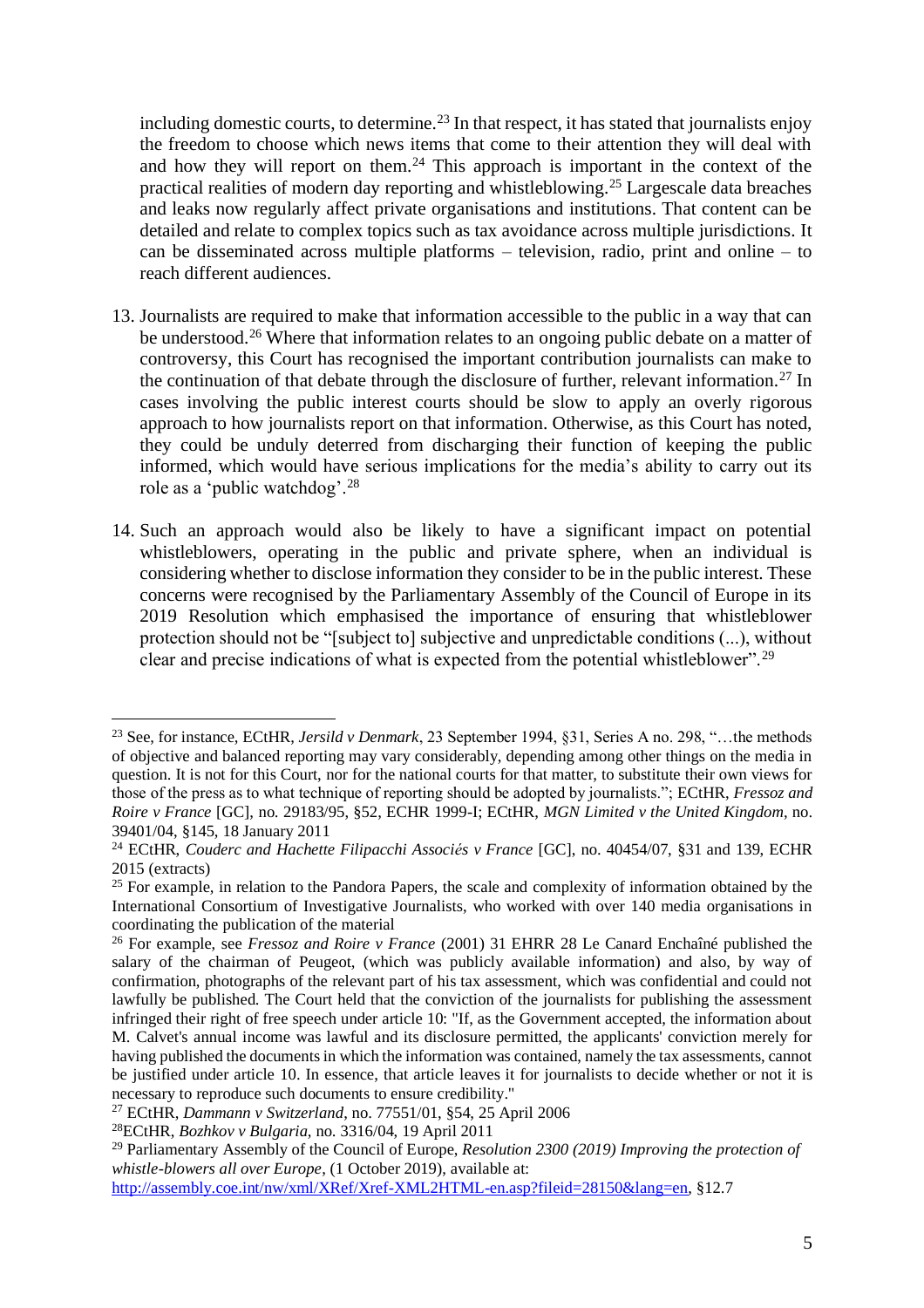including domestic courts, to determine.[23] In that respect, it has stated that journalists enjoy the freedom to choose which news items that come to their attention they will deal with and how they will report on them.[24] This approach is important in the context of the practical realities of modern day reporting and whistleblowing.[25] Largescale data breaches and leaks now regularly affect private organisations and institutions. That content can be detailed and relate to complex topics such as tax avoidance across multiple jurisdictions. It can be disseminated across multiple platforms – television, radio, print and online – to reach different audiences.

13. Journalists are required to make that information accessible to the public in a way that can be understood.[26] Where that information relates to an ongoing public debate on a matter of controversy, this Court has recognised the important contribution journalists can make to the continuation of that debate through the disclosure of further, relevant information.[27] In cases involving the public interest courts should be slow to apply an overly rigorous approach to how journalists report on that information. Otherwise, as this Court has noted, they could be unduly deterred from discharging their function of keeping the public informed, which would have serious implications for the media's ability to carry out its role as a 'public watchdog'.[28]

14. Such an approach would also be likely to have a significant impact on potential whistleblowers, operating in the public and private sphere, when an individual is considering whether to disclose information they consider to be in the public interest. These concerns were recognised by the Parliamentary Assembly of the Council of Europe in its 2019 Resolution which emphasised the importance of ensuring that whistleblower protection should not be "[subject to] subjective and unpredictable conditions (...), without clear and precise indications of what is expected from the potential whistleblower".[29]

---

[23] See, for instance, ECtHR, *Jersild v Denmark*, 23 September 1994, §31, Series A no. 298, "…the methods of objective and balanced reporting may vary considerably, depending among other things on the media in question. It is not for this Court, nor for the national courts for that matter, to substitute their own views for those of the press as to what technique of reporting should be adopted by journalists."; ECtHR, *Fressoz and Roire v France* [GC], no. 29183/95, §52, ECHR 1999-I; ECtHR, *MGN Limited v the United Kingdom*, no. 39401/04, §145, 18 January 2011

[24] ECtHR, *Couderc and Hachette Filipacchi Associés v France* [GC], no. 40454/07, §31 and 139, ECHR 2015 (extracts)

[25] For example, in relation to the Pandora Papers, the scale and complexity of information obtained by the International Consortium of Investigative Journalists, who worked with over 140 media organisations in coordinating the publication of the material

[26] For example, see *Fressoz and Roire v France* (2001) 31 EHRR 28 Le Canard Enchaîné published the salary of the chairman of Peugeot, (which was publicly available information) and also, by way of confirmation, photographs of the relevant part of his tax assessment, which was confidential and could not lawfully be published. The Court held that the conviction of the journalists for publishing the assessment infringed their right of free speech under article 10: "If, as the Government accepted, the information about M. Calvet's annual income was lawful and its disclosure permitted, the applicants' conviction merely for having published the documents in which the information was contained, namely the tax assessments, cannot be justified under article 10. In essence, that article leaves it for journalists to decide whether or not it is necessary to reproduce such documents to ensure credibility."

[27] ECtHR, *Dammann v Switzerland*, no. 77551/01, §54, 25 April 2006

[28] ECtHR, *Bozhkov v Bulgaria*, no. 3316/04, 19 April 2011

[29] Parliamentary Assembly of the Council of Europe, *Resolution 2300 (2019) Improving the protection of whistle-blowers all over Europe*, (1 October 2019), available at: http://assembly.coe.int/nw/xml/XRef/Xref-XML2HTML-en.asp?fileid=28150&lang=en, §12.7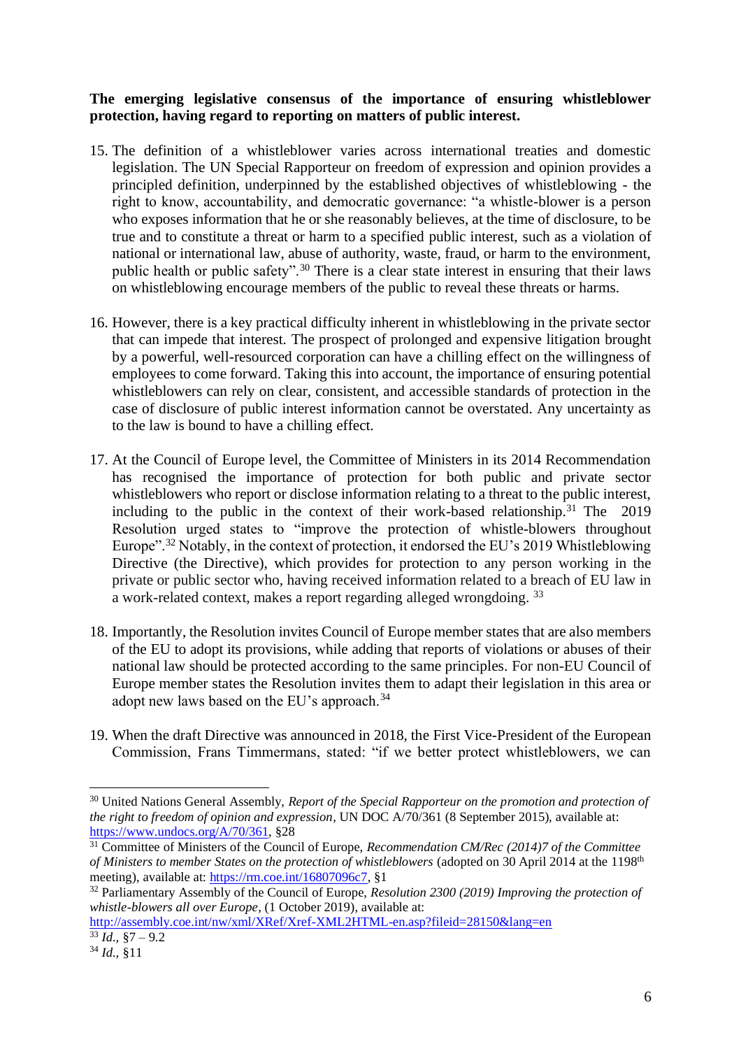**The emerging legislative consensus of the importance of ensuring whistleblower protection, having regard to reporting on matters of public interest.**

15. The definition of a whistleblower varies across international treaties and domestic legislation. The UN Special Rapporteur on freedom of expression and opinion provides a principled definition, underpinned by the established objectives of whistleblowing - the right to know, accountability, and democratic governance: "a whistle-blower is a person who exposes information that he or she reasonably believes, at the time of disclosure, to be true and to constitute a threat or harm to a specified public interest, such as a violation of national or international law, abuse of authority, waste, fraud, or harm to the environment, public health or public safety".[30] There is a clear state interest in ensuring that their laws on whistleblowing encourage members of the public to reveal these threats or harms.

16. However, there is a key practical difficulty inherent in whistleblowing in the private sector that can impede that interest. The prospect of prolonged and expensive litigation brought by a powerful, well-resourced corporation can have a chilling effect on the willingness of employees to come forward. Taking this into account, the importance of ensuring potential whistleblowers can rely on clear, consistent, and accessible standards of protection in the case of disclosure of public interest information cannot be overstated. Any uncertainty as to the law is bound to have a chilling effect.

17. At the Council of Europe level, the Committee of Ministers in its 2014 Recommendation has recognised the importance of protection for both public and private sector whistleblowers who report or disclose information relating to a threat to the public interest, including to the public in the context of their work-based relationship.[31] The 2019 Resolution urged states to "improve the protection of whistle-blowers throughout Europe".[32] Notably, in the context of protection, it endorsed the EU's 2019 Whistleblowing Directive (the Directive), which provides for protection to any person working in the private or public sector who, having received information related to a breach of EU law in a work-related context, makes a report regarding alleged wrongdoing. [33]

18. Importantly, the Resolution invites Council of Europe member states that are also members of the EU to adopt its provisions, while adding that reports of violations or abuses of their national law should be protected according to the same principles. For non-EU Council of Europe member states the Resolution invites them to adapt their legislation in this area or adopt new laws based on the EU's approach.[34]

19. When the draft Directive was announced in 2018, the First Vice-President of the European Commission, Frans Timmermans, stated: "if we better protect whistleblowers, we can

---

[30] United Nations General Assembly, *Report of the Special Rapporteur on the promotion and protection of the right to freedom of opinion and expression*, UN DOC A/70/361 (8 September 2015), available at: https://www.undocs.org/A/70/361, §28

[31] Committee of Ministers of the Council of Europe, *Recommendation CM/Rec (2014)7 of the Committee of Ministers to member States on the protection of whistleblowers* (adopted on 30 April 2014 at the 1198th meeting), available at: https://rm.coe.int/16807096c7, §1

[32] Parliamentary Assembly of the Council of Europe, *Resolution 2300 (2019) Improving the protection of whistle-blowers all over Europe*, (1 October 2019), available at: http://assembly.coe.int/nw/xml/XRef/Xref-XML2HTML-en.asp?fileid=28150&lang=en

[33] *Id.*, §7 – 9.2

[34] *Id.*, §11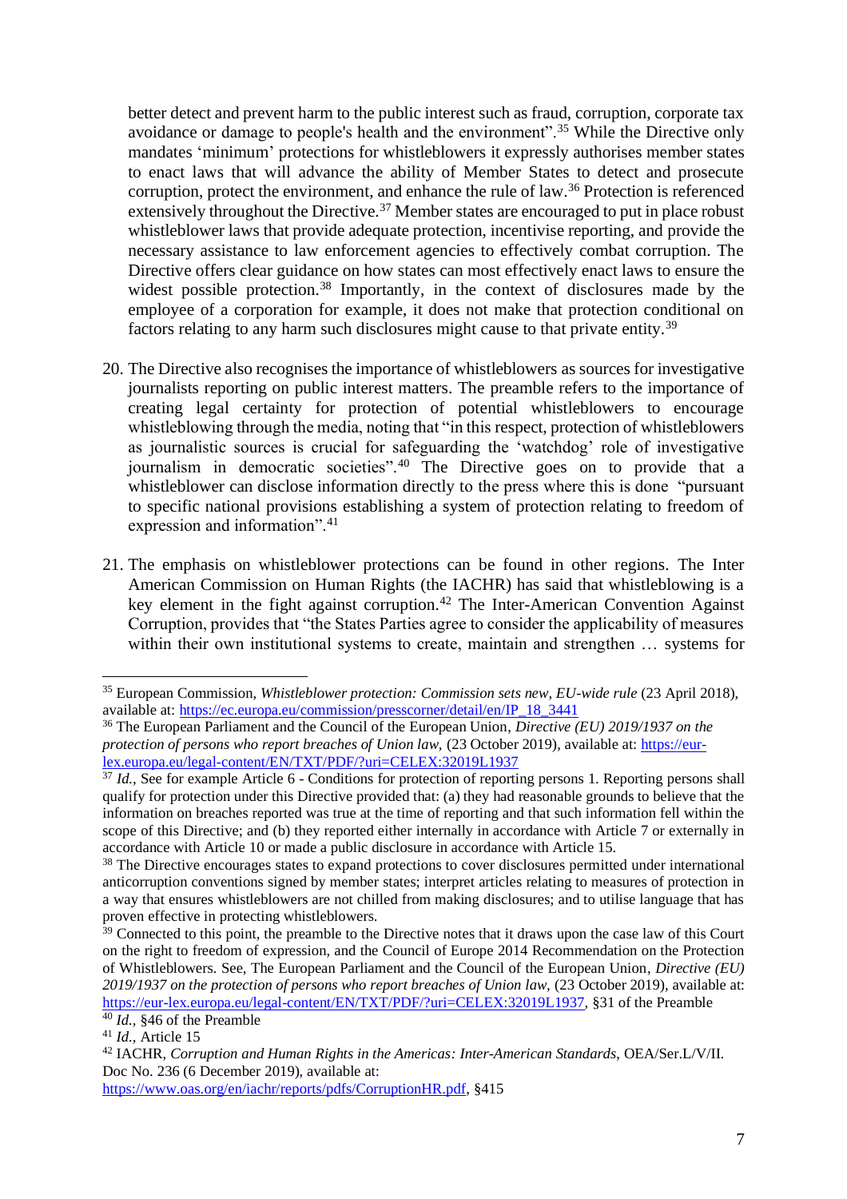better detect and prevent harm to the public interest such as fraud, corruption, corporate tax avoidance or damage to people's health and the environment".[35] While the Directive only mandates 'minimum' protections for whistleblowers it expressly authorises member states to enact laws that will advance the ability of Member States to detect and prosecute corruption, protect the environment, and enhance the rule of law.[36] Protection is referenced extensively throughout the Directive.[37] Member states are encouraged to put in place robust whistleblower laws that provide adequate protection, incentivise reporting, and provide the necessary assistance to law enforcement agencies to effectively combat corruption. The Directive offers clear guidance on how states can most effectively enact laws to ensure the widest possible protection.[38] Importantly, in the context of disclosures made by the employee of a corporation for example, it does not make that protection conditional on factors relating to any harm such disclosures might cause to that private entity.[39]

20. The Directive also recognises the importance of whistleblowers as sources for investigative journalists reporting on public interest matters. The preamble refers to the importance of creating legal certainty for protection of potential whistleblowers to encourage whistleblowing through the media, noting that "in this respect, protection of whistleblowers as journalistic sources is crucial for safeguarding the 'watchdog' role of investigative journalism in democratic societies".[40] The Directive goes on to provide that a whistleblower can disclose information directly to the press where this is done "pursuant to specific national provisions establishing a system of protection relating to freedom of expression and information".[41]

21. The emphasis on whistleblower protections can be found in other regions. The Inter American Commission on Human Rights (the IACHR) has said that whistleblowing is a key element in the fight against corruption.[42] The Inter-American Convention Against Corruption, provides that "the States Parties agree to consider the applicability of measures within their own institutional systems to create, maintain and strengthen … systems for

---

[35] European Commission, *Whistleblower protection: Commission sets new, EU-wide rule* (23 April 2018), available at: https://ec.europa.eu/commission/presscorner/detail/en/IP_18_3441

[36] The European Parliament and the Council of the European Union, *Directive (EU) 2019/1937 on the protection of persons who report breaches of Union law,* (23 October 2019), available at: https://eur-lex.europa.eu/legal-content/EN/TXT/PDF/?uri=CELEX:32019L1937

[37] *Id.*, See for example Article 6 - Conditions for protection of reporting persons 1. Reporting persons shall qualify for protection under this Directive provided that: (a) they had reasonable grounds to believe that the information on breaches reported was true at the time of reporting and that such information fell within the scope of this Directive; and (b) they reported either internally in accordance with Article 7 or externally in accordance with Article 10 or made a public disclosure in accordance with Article 15.

[38] The Directive encourages states to expand protections to cover disclosures permitted under international anticorruption conventions signed by member states; interpret articles relating to measures of protection in a way that ensures whistleblowers are not chilled from making disclosures; and to utilise language that has proven effective in protecting whistleblowers.

[39] Connected to this point, the preamble to the Directive notes that it draws upon the case law of this Court on the right to freedom of expression, and the Council of Europe 2014 Recommendation on the Protection of Whistleblowers. See, The European Parliament and the Council of the European Union, *Directive (EU) 2019/1937 on the protection of persons who report breaches of Union law,* (23 October 2019), available at: https://eur-lex.europa.eu/legal-content/EN/TXT/PDF/?uri=CELEX:32019L1937, §31 of the Preamble

[40] *Id.*, §46 of the Preamble

[41] *Id.*, Article 15

[42] IACHR, *Corruption and Human Rights in the Americas: Inter-American Standards*, OEA/Ser.L/V/II. Doc No. 236 (6 December 2019), available at: https://www.oas.org/en/iachr/reports/pdfs/CorruptionHR.pdf, §415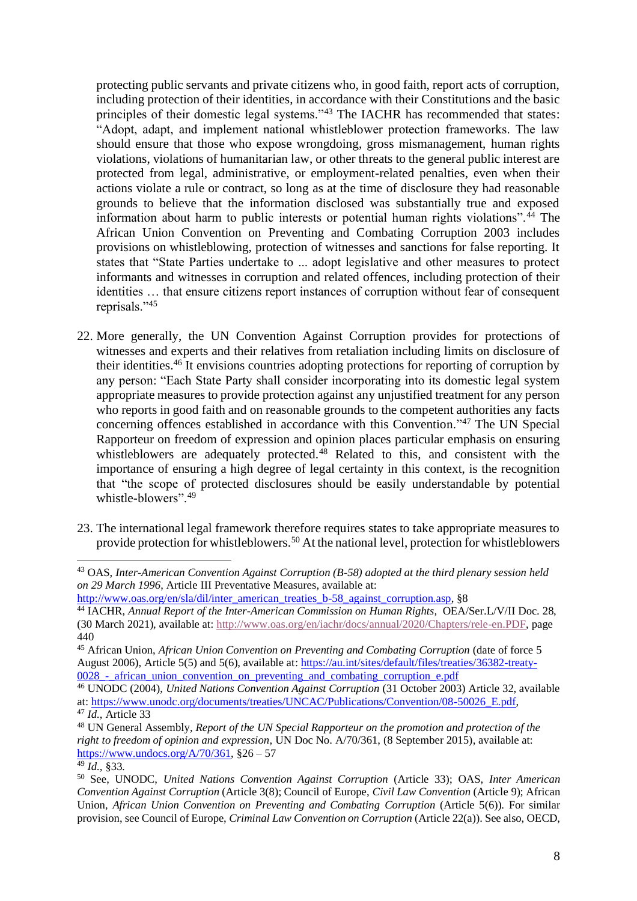protecting public servants and private citizens who, in good faith, report acts of corruption, including protection of their identities, in accordance with their Constitutions and the basic principles of their domestic legal systems."[43] The IACHR has recommended that states: "Adopt, adapt, and implement national whistleblower protection frameworks. The law should ensure that those who expose wrongdoing, gross mismanagement, human rights violations, violations of humanitarian law, or other threats to the general public interest are protected from legal, administrative, or employment-related penalties, even when their actions violate a rule or contract, so long as at the time of disclosure they had reasonable grounds to believe that the information disclosed was substantially true and exposed information about harm to public interests or potential human rights violations".[44] The African Union Convention on Preventing and Combating Corruption 2003 includes provisions on whistleblowing, protection of witnesses and sanctions for false reporting. It states that "State Parties undertake to ... adopt legislative and other measures to protect informants and witnesses in corruption and related offences, including protection of their identities … that ensure citizens report instances of corruption without fear of consequent reprisals."[45]

22. More generally, the UN Convention Against Corruption provides for protections of witnesses and experts and their relatives from retaliation including limits on disclosure of their identities.[46] It envisions countries adopting protections for reporting of corruption by any person: "Each State Party shall consider incorporating into its domestic legal system appropriate measures to provide protection against any unjustified treatment for any person who reports in good faith and on reasonable grounds to the competent authorities any facts concerning offences established in accordance with this Convention."[47] The UN Special Rapporteur on freedom of expression and opinion places particular emphasis on ensuring whistleblowers are adequately protected.[48] Related to this, and consistent with the importance of ensuring a high degree of legal certainty in this context, is the recognition that "the scope of protected disclosures should be easily understandable by potential whistle-blowers".[49]

23. The international legal framework therefore requires states to take appropriate measures to provide protection for whistleblowers.[50] At the national level, protection for whistleblowers

---

[43] OAS, *Inter-American Convention Against Corruption (B-58) adopted at the third plenary session held on 29 March 1996*, Article III Preventative Measures, available at: http://www.oas.org/en/sla/dil/inter_american_treaties_b-58_against_corruption.asp, §8

[44] IACHR, *Annual Report of the Inter-American Commission on Human Rights*, OEA/Ser.L/V/II Doc. 28, (30 March 2021), available at: http://www.oas.org/en/iachr/docs/annual/2020/Chapters/rele-en.PDF, page 440

[45] African Union, *African Union Convention on Preventing and Combating Corruption* (date of force 5 August 2006), Article 5(5) and 5(6), available at: https://au.int/sites/default/files/treaties/36382-treaty-0028_-_african_union_convention_on_preventing_and_combating_corruption_e.pdf

[46] UNODC (2004), *United Nations Convention Against Corruption* (31 October 2003) Article 32, available at: https://www.unodc.org/documents/treaties/UNCAC/Publications/Convention/08-50026_E.pdf,

[47] *Id.*, Article 33

[48] UN General Assembly, *Report of the UN Special Rapporteur on the promotion and protection of the right to freedom of opinion and expression*, UN Doc No. A/70/361, (8 September 2015), available at: https://www.undocs.org/A/70/361, §26 – 57

[49] *Id.*, §33.

[50] See, UNODC, *United Nations Convention Against Corruption* (Article 33); OAS, *Inter American Convention Against Corruption* (Article 3(8); Council of Europe, *Civil Law Convention* (Article 9); African Union, *African Union Convention on Preventing and Combating Corruption* (Article 5(6)). For similar provision, see Council of Europe, *Criminal Law Convention on Corruption* (Article 22(a)). See also, OECD,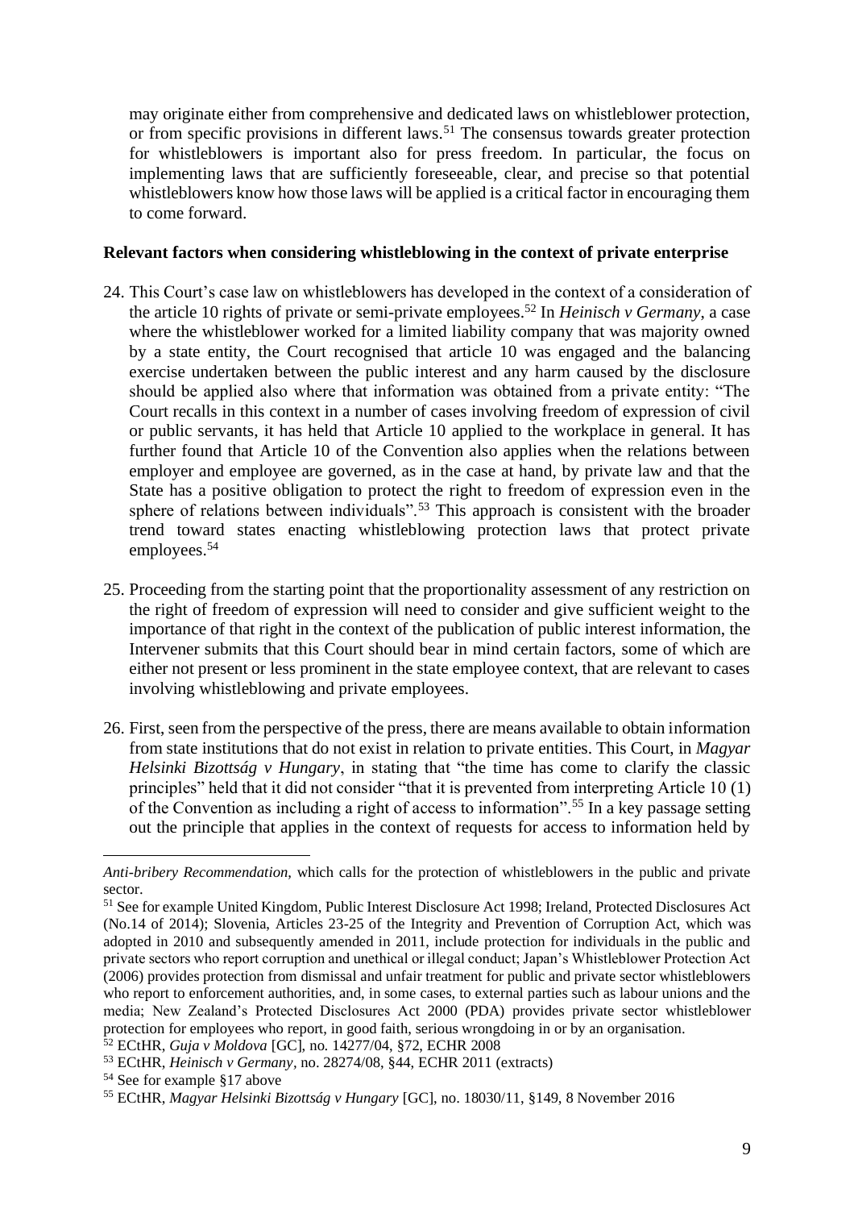may originate either from comprehensive and dedicated laws on whistleblower protection, or from specific provisions in different laws.[51] The consensus towards greater protection for whistleblowers is important also for press freedom. In particular, the focus on implementing laws that are sufficiently foreseeable, clear, and precise so that potential whistleblowers know how those laws will be applied is a critical factor in encouraging them to come forward.

**Relevant factors when considering whistleblowing in the context of private enterprise**

24. This Court's case law on whistleblowers has developed in the context of a consideration of the article 10 rights of private or semi-private employees.[52] In *Heinisch v Germany*, a case where the whistleblower worked for a limited liability company that was majority owned by a state entity, the Court recognised that article 10 was engaged and the balancing exercise undertaken between the public interest and any harm caused by the disclosure should be applied also where that information was obtained from a private entity: "The Court recalls in this context in a number of cases involving freedom of expression of civil or public servants, it has held that Article 10 applied to the workplace in general. It has further found that Article 10 of the Convention also applies when the relations between employer and employee are governed, as in the case at hand, by private law and that the State has a positive obligation to protect the right to freedom of expression even in the sphere of relations between individuals".[53] This approach is consistent with the broader trend toward states enacting whistleblowing protection laws that protect private employees.[54]

25. Proceeding from the starting point that the proportionality assessment of any restriction on the right of freedom of expression will need to consider and give sufficient weight to the importance of that right in the context of the publication of public interest information, the Intervener submits that this Court should bear in mind certain factors, some of which are either not present or less prominent in the state employee context, that are relevant to cases involving whistleblowing and private employees.

26. First, seen from the perspective of the press, there are means available to obtain information from state institutions that do not exist in relation to private entities. This Court, in *Magyar Helsinki Bizottság v Hungary*, in stating that "the time has come to clarify the classic principles" held that it did not consider "that it is prevented from interpreting Article 10 (1) of the Convention as including a right of access to information".[55] In a key passage setting out the principle that applies in the context of requests for access to information held by

---

*Anti-bribery Recommendation*, which calls for the protection of whistleblowers in the public and private sector.

[51] See for example United Kingdom, Public Interest Disclosure Act 1998; Ireland, Protected Disclosures Act (No.14 of 2014); Slovenia, Articles 23-25 of the Integrity and Prevention of Corruption Act, which was adopted in 2010 and subsequently amended in 2011, include protection for individuals in the public and private sectors who report corruption and unethical or illegal conduct; Japan's Whistleblower Protection Act (2006) provides protection from dismissal and unfair treatment for public and private sector whistleblowers who report to enforcement authorities, and, in some cases, to external parties such as labour unions and the media; New Zealand's Protected Disclosures Act 2000 (PDA) provides private sector whistleblower protection for employees who report, in good faith, serious wrongdoing in or by an organisation.

[52] ECtHR, *Guja v Moldova* [GC], no. 14277/04, §72, ECHR 2008

[53] ECtHR, *Heinisch v Germany*, no. 28274/08, §44, ECHR 2011 (extracts)

[54] See for example §17 above

[55] ECtHR, *Magyar Helsinki Bizottság v Hungary* [GC], no. 18030/11, §149, 8 November 2016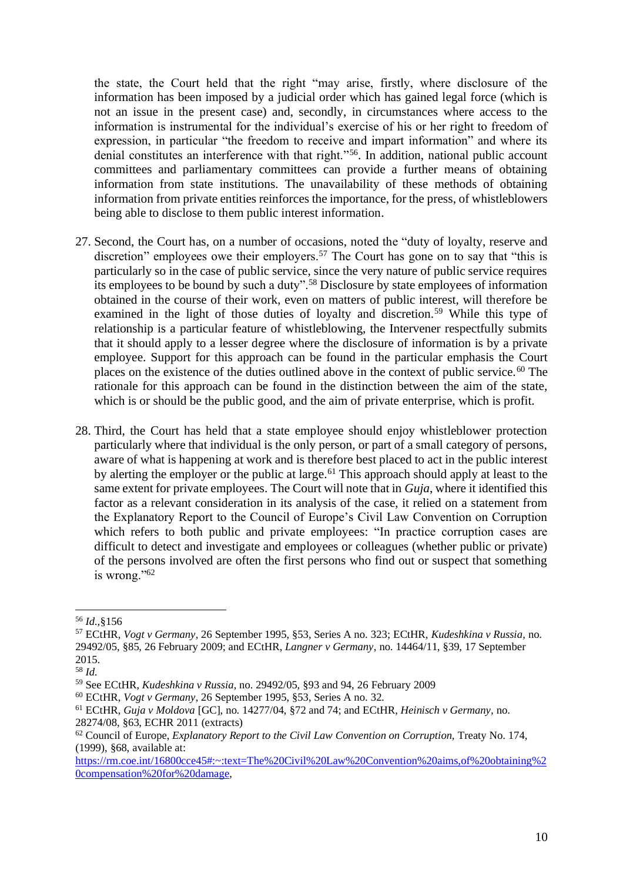the state, the Court held that the right "may arise, firstly, where disclosure of the information has been imposed by a judicial order which has gained legal force (which is not an issue in the present case) and, secondly, in circumstances where access to the information is instrumental for the individual's exercise of his or her right to freedom of expression, in particular "the freedom to receive and impart information" and where its denial constitutes an interference with that right."[56]. In addition, national public account committees and parliamentary committees can provide a further means of obtaining information from state institutions. The unavailability of these methods of obtaining information from private entities reinforces the importance, for the press, of whistleblowers being able to disclose to them public interest information.

27. Second, the Court has, on a number of occasions, noted the "duty of loyalty, reserve and discretion" employees owe their employers.[57] The Court has gone on to say that "this is particularly so in the case of public service, since the very nature of public service requires its employees to be bound by such a duty".[58] Disclosure by state employees of information obtained in the course of their work, even on matters of public interest, will therefore be examined in the light of those duties of loyalty and discretion.[59] While this type of relationship is a particular feature of whistleblowing, the Intervener respectfully submits that it should apply to a lesser degree where the disclosure of information is by a private employee. Support for this approach can be found in the particular emphasis the Court places on the existence of the duties outlined above in the context of public service.[60] The rationale for this approach can be found in the distinction between the aim of the state, which is or should be the public good, and the aim of private enterprise, which is profit.

28. Third, the Court has held that a state employee should enjoy whistleblower protection particularly where that individual is the only person, or part of a small category of persons, aware of what is happening at work and is therefore best placed to act in the public interest by alerting the employer or the public at large.[61] This approach should apply at least to the same extent for private employees. The Court will note that in *Guja*, where it identified this factor as a relevant consideration in its analysis of the case, it relied on a statement from the Explanatory Report to the Council of Europe's Civil Law Convention on Corruption which refers to both public and private employees: "In practice corruption cases are difficult to detect and investigate and employees or colleagues (whether public or private) of the persons involved are often the first persons who find out or suspect that something is wrong."[62]

---

[56] *Id.*,§156

[57] ECtHR, *Vogt v Germany*, 26 September 1995, §53, Series A no. 323; ECtHR, *Kudeshkina v Russia*, no. 29492/05, §85, 26 February 2009; and ECtHR, *Langner v Germany*, no. 14464/11, §39, 17 September 2015.

[58] *Id.*

[59] See ECtHR, *Kudeshkina v Russia*, no. 29492/05, §93 and 94, 26 February 2009

[60] ECtHR, *Vogt v Germany*, 26 September 1995, §53, Series A no. 32.

[61] ECtHR, *Guja v Moldova* [GC], no. 14277/04, §72 and 74; and ECtHR, *Heinisch v Germany*, no. 28274/08, §63, ECHR 2011 (extracts)

[62] Council of Europe, *Explanatory Report to the Civil Law Convention on Corruption*, Treaty No. 174, (1999), §68, available at: https://rm.coe.int/16800cce45#:~:text=The%20Civil%20Law%20Convention%20aims,of%20obtaining%20compensation%20for%20damage,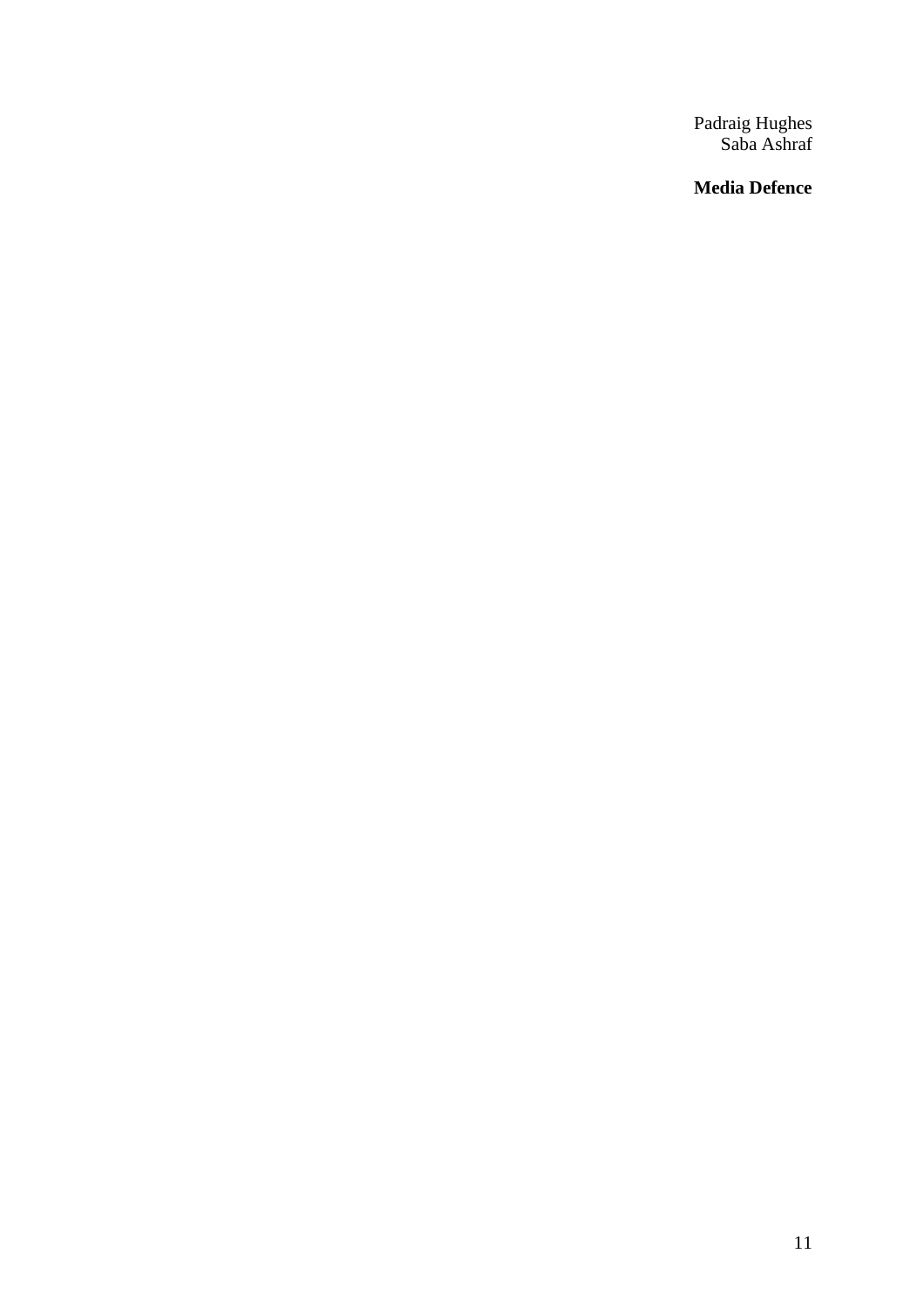Padraig Hughes  
Saba Ashraf

**Media Defence**